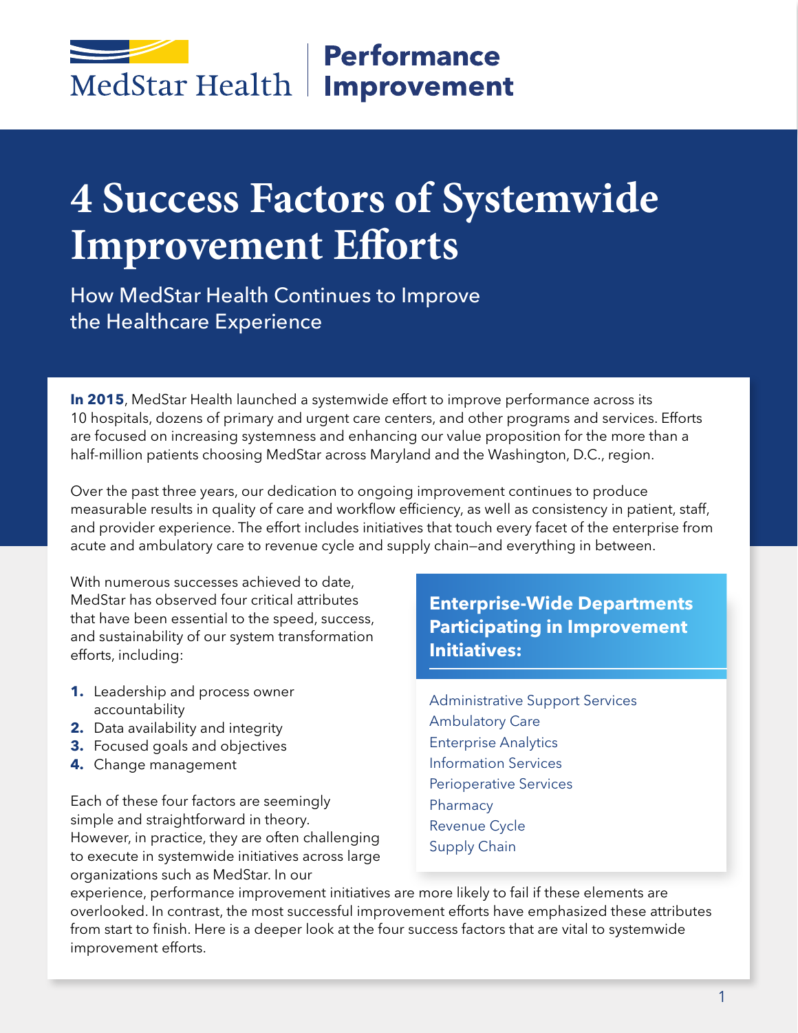MedStar Health | **Performance Improvement**

# 4 Success Factors of Systemwide Improvement Efforts

## How MedStar Health Continues to Improve the Healthcare Experience

**In 2015**, MedStar Health launched a systemwide effort to improve performance across its 10 hospitals, dozens of primary and urgent care centers, and other programs and services. Efforts are focused on increasing systemness and enhancing our value proposition for the more than a half-million patients choosing MedStar across Maryland and the Washington, D.C., region.

Over the past three years, our dedication to ongoing improvement continues to produce measurable results in quality of care and workflow efficiency, as well as consistency in patient, staff, and provider experience. The effort includes initiatives that touch every facet of the enterprise from acute and ambulatory care to revenue cycle and supply chain—and everything in between.

With numerous successes achieved to date, MedStar has observed four critical attributes that have been essential to the speed, success, and sustainability of our system transformation efforts, including:

1. Leadership and process owner accountability
2. Data availability and integrity
3. Focused goals and objectives
4. Change management

Each of these four factors are seemingly simple and straightforward in theory. However, in practice, they are often challenging to execute in systemwide initiatives across large organizations such as MedStar. In our experience, performance improvement initiatives are more likely to fail if these elements are overlooked. In contrast, the most successful improvement efforts have emphasized these attributes from start to finish. Here is a deeper look at the four success factors that are vital to systemwide improvement efforts.

**Enterprise-Wide Departments Participating in Improvement Initiatives:**

- Administrative Support Services
- Ambulatory Care
- Enterprise Analytics
- Information Services
- Perioperative Services
- Pharmacy
- Revenue Cycle
- Supply Chain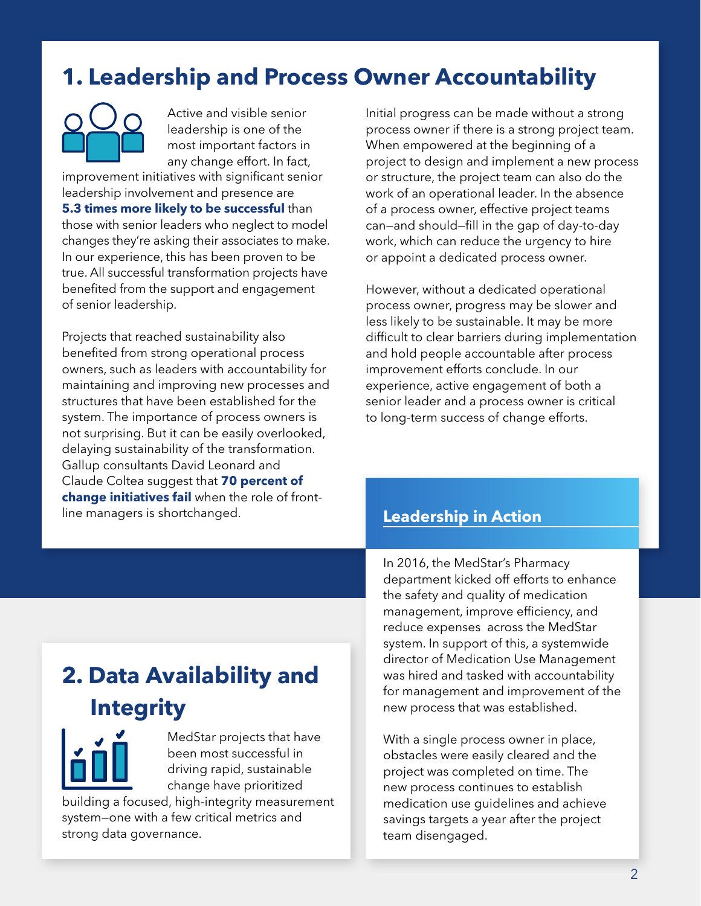# 1. Leadership and Process Owner Accountability

Active and visible senior leadership is one of the most important factors in any change effort. In fact, improvement initiatives with significant senior leadership involvement and presence are **5.3 times more likely to be successful** than those with senior leaders who neglect to model changes they're asking their associates to make. In our experience, this has been proven to be true. All successful transformation projects have benefited from the support and engagement of senior leadership.

Projects that reached sustainability also benefited from strong operational process owners, such as leaders with accountability for maintaining and improving new processes and structures that have been established for the system. The importance of process owners is not surprising. But it can be easily overlooked, delaying sustainability of the transformation. Gallup consultants David Leonard and Claude Coltea suggest that **70 percent of change initiatives fail** when the role of front-line managers is shortchanged.

Initial progress can be made without a strong process owner if there is a strong project team. When empowered at the beginning of a project to design and implement a new process or structure, the project team can also do the work of an operational leader. In the absence of a process owner, effective project teams can—and should—fill in the gap of day-to-day work, which can reduce the urgency to hire or appoint a dedicated process owner.

However, without a dedicated operational process owner, progress may be slower and less likely to be sustainable. It may be more difficult to clear barriers during implementation and hold people accountable after process improvement efforts conclude. In our experience, active engagement of both a senior leader and a process owner is critical to long-term success of change efforts.

### Leadership in Action

In 2016, the MedStar's Pharmacy department kicked off efforts to enhance the safety and quality of medication management, improve efficiency, and reduce expenses across the MedStar system. In support of this, a systemwide director of Medication Use Management was hired and tasked with accountability for management and improvement of the new process that was established.

With a single process owner in place, obstacles were easily cleared and the project was completed on time. The new process continues to establish medication use guidelines and achieve savings targets a year after the project team disengaged.

# 2. Data Availability and Integrity

MedStar projects that have been most successful in driving rapid, sustainable change have prioritized building a focused, high-integrity measurement system—one with a few critical metrics and strong data governance.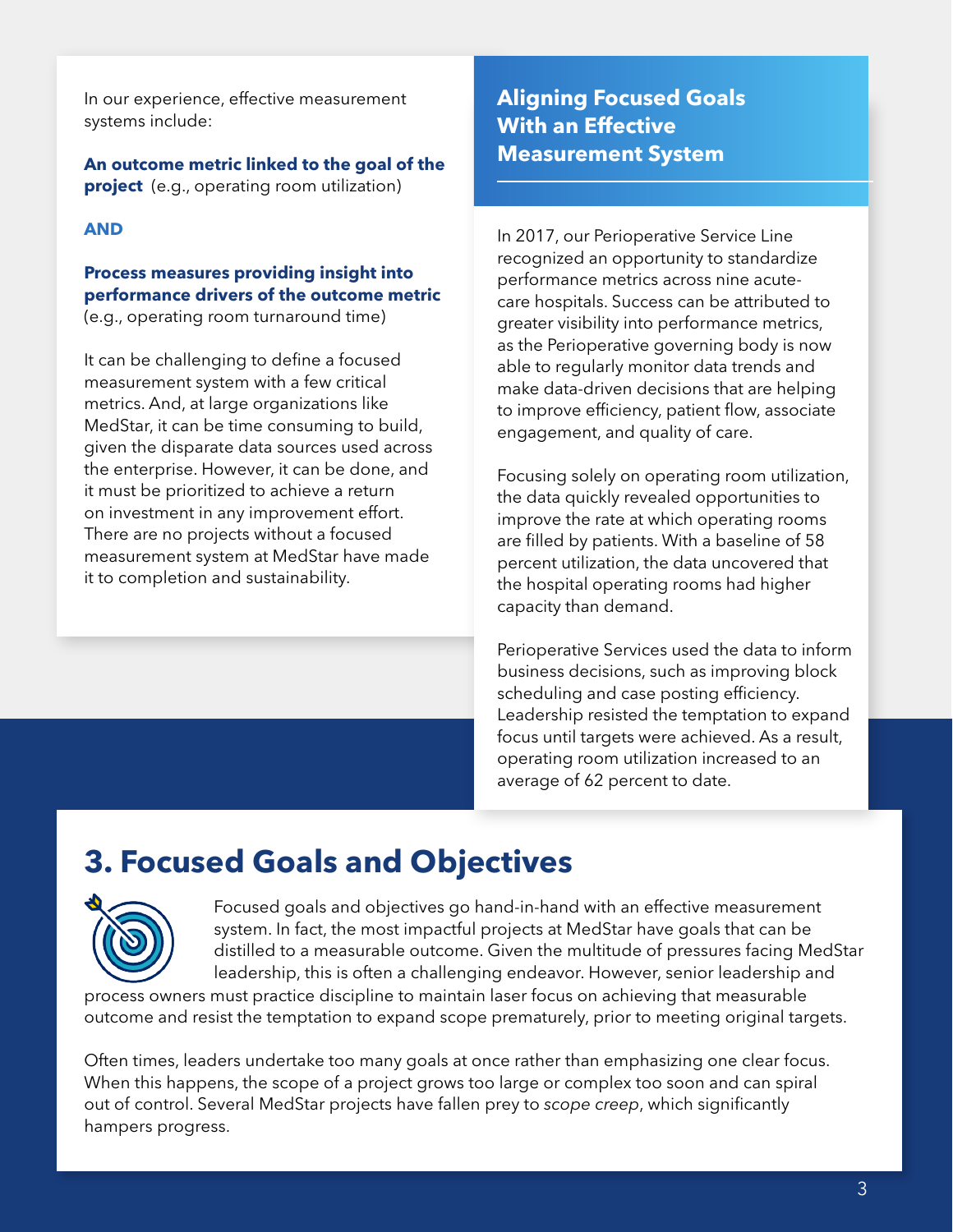In our experience, effective measurement systems include:

**An outcome metric linked to the goal of the project** (e.g., operating room utilization)

**AND**

**Process measures providing insight into performance drivers of the outcome metric** (e.g., operating room turnaround time)

It can be challenging to define a focused measurement system with a few critical metrics. And, at large organizations like MedStar, it can be time consuming to build, given the disparate data sources used across the enterprise. However, it can be done, and it must be prioritized to achieve a return on investment in any improvement effort. There are no projects without a focused measurement system at MedStar have made it to completion and sustainability.

## Aligning Focused Goals With an Effective Measurement System

In 2017, our Perioperative Service Line recognized an opportunity to standardize performance metrics across nine acute-care hospitals. Success can be attributed to greater visibility into performance metrics, as the Perioperative governing body is now able to regularly monitor data trends and make data-driven decisions that are helping to improve efficiency, patient flow, associate engagement, and quality of care.

Focusing solely on operating room utilization, the data quickly revealed opportunities to improve the rate at which operating rooms are filled by patients. With a baseline of 58 percent utilization, the data uncovered that the hospital operating rooms had higher capacity than demand.

Perioperative Services used the data to inform business decisions, such as improving block scheduling and case posting efficiency. Leadership resisted the temptation to expand focus until targets were achieved. As a result, operating room utilization increased to an average of 62 percent to date.

# 3. Focused Goals and Objectives

Focused goals and objectives go hand-in-hand with an effective measurement system. In fact, the most impactful projects at MedStar have goals that can be distilled to a measurable outcome. Given the multitude of pressures facing MedStar leadership, this is often a challenging endeavor. However, senior leadership and process owners must practice discipline to maintain laser focus on achieving that measurable outcome and resist the temptation to expand scope prematurely, prior to meeting original targets.

Often times, leaders undertake too many goals at once rather than emphasizing one clear focus. When this happens, the scope of a project grows too large or complex too soon and can spiral out of control. Several MedStar projects have fallen prey to *scope creep*, which significantly hampers progress.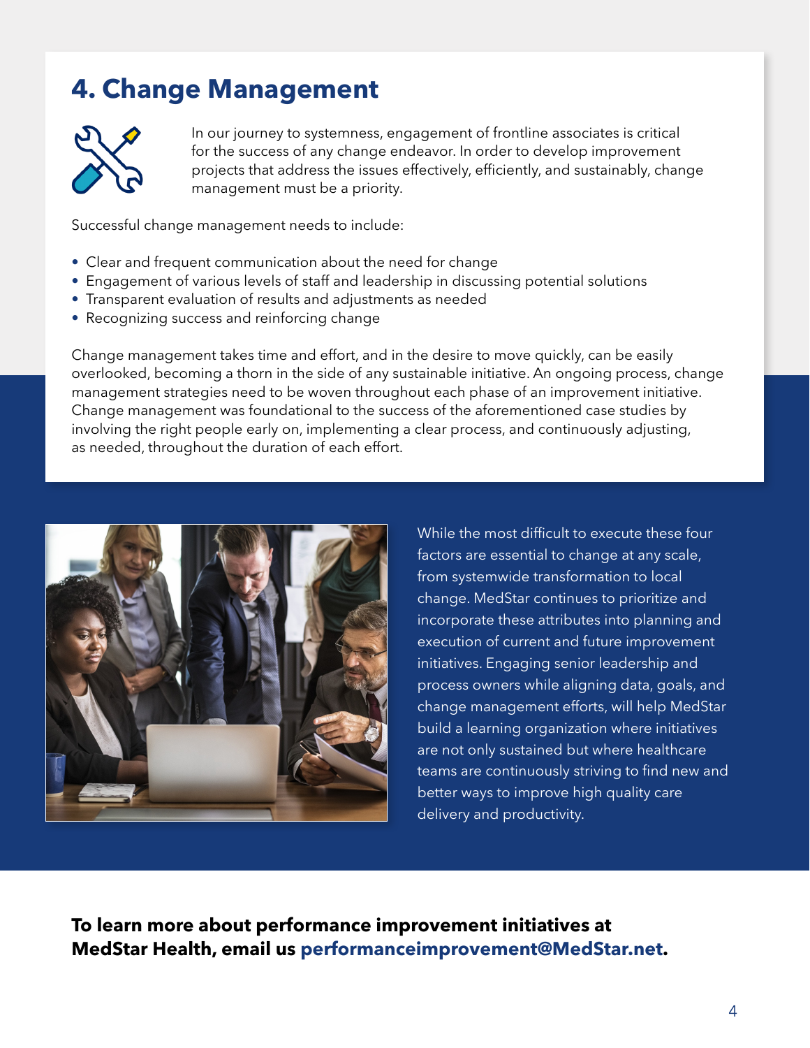## 4. Change Management

In our journey to systemness, engagement of frontline associates is critical for the success of any change endeavor. In order to develop improvement projects that address the issues effectively, efficiently, and sustainably, change management must be a priority.

Successful change management needs to include:

- Clear and frequent communication about the need for change
- Engagement of various levels of staff and leadership in discussing potential solutions
- Transparent evaluation of results and adjustments as needed
- Recognizing success and reinforcing change

Change management takes time and effort, and in the desire to move quickly, can be easily overlooked, becoming a thorn in the side of any sustainable initiative. An ongoing process, change management strategies need to be woven throughout each phase of an improvement initiative. Change management was foundational to the success of the aforementioned case studies by involving the right people early on, implementing a clear process, and continuously adjusting, as needed, throughout the duration of each effort.

While the most difficult to execute these four factors are essential to change at any scale, from systemwide transformation to local change. MedStar continues to prioritize and incorporate these attributes into planning and execution of current and future improvement initiatives. Engaging senior leadership and process owners while aligning data, goals, and change management efforts, will help MedStar build a learning organization where initiatives are not only sustained but where healthcare teams are continuously striving to find new and better ways to improve high quality care delivery and productivity.

**To learn more about performance improvement initiatives at MedStar Health, email us performanceimprovement@MedStar.net.**